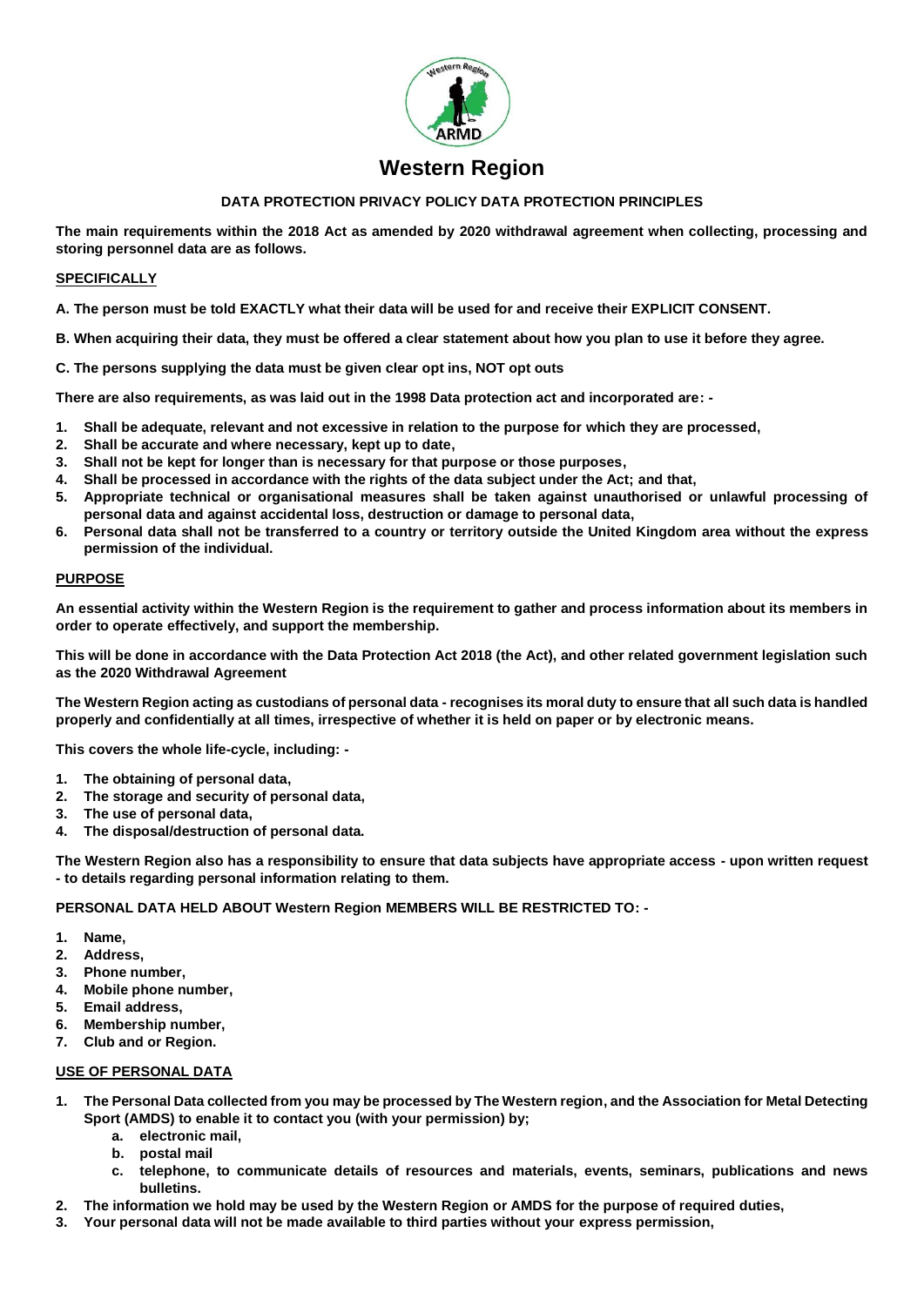# Western Region

## DATA PROTECTION PRIVACY POLICY DATA PROTECTION PRINCIPLES

**The main requirements within the 2018 Act as amended by 2020 withdrawal agreement when collecting, processing and storing personnel data are as follows.**

### SPECIFICALLY

**A. The person must be told EXACTLY what their data will be used for and receive their EXPLICIT CONSENT.**

**B. When acquiring their data, they must be offered a clear statement about how you plan to use it before they agree.**

**C. The persons supplying the data must be given clear opt ins, NOT opt outs**

**There are also requirements, as was laid out in the 1998 Data protection act and incorporated are: -**

1. **Shall be adequate, relevant and not excessive in relation to the purpose for which they are processed,**
2. **Shall be accurate and where necessary, kept up to date,**
3. **Shall not be kept for longer than is necessary for that purpose or those purposes,**
4. **Shall be processed in accordance with the rights of the data subject under the Act; and that,**
5. **Appropriate technical or organisational measures shall be taken against unauthorised or unlawful processing of personal data and against accidental loss, destruction or damage to personal data,**
6. **Personal data shall not be transferred to a country or territory outside the United Kingdom area without the express permission of the individual.**

### PURPOSE

**An essential activity within the Western Region is the requirement to gather and process information about its members in order to operate effectively, and support the membership.**

**This will be done in accordance with the Data Protection Act 2018 (the Act), and other related government legislation such as the 2020 Withdrawal Agreement**

**The Western Region acting as custodians of personal data - recognises its moral duty to ensure that all such data is handled properly and confidentially at all times, irrespective of whether it is held on paper or by electronic means.**

**This covers the whole life-cycle, including: -**

1. **The obtaining of personal data,**
2. **The storage and security of personal data,**
3. **The use of personal data,**
4. **The disposal/destruction of personal data.**

**The Western Region also has a responsibility to ensure that data subjects have appropriate access - upon written request - to details regarding personal information relating to them.**

**PERSONAL DATA HELD ABOUT Western Region MEMBERS WILL BE RESTRICTED TO: -**

1. **Name,**
2. **Address,**
3. **Phone number,**
4. **Mobile phone number,**
5. **Email address,**
6. **Membership number,**
7. **Club and or Region.**

### USE OF PERSONAL DATA

1. **The Personal Data collected from you may be processed by The Western region, and the Association for Metal Detecting Sport (AMDS) to enable it to contact you (with your permission) by;**
   a. **electronic mail,**
   b. **postal mail**
   c. **telephone, to communicate details of resources and materials, events, seminars, publications and news bulletins.**
2. **The information we hold may be used by the Western Region or AMDS for the purpose of required duties,**
3. **Your personal data will not be made available to third parties without your express permission,**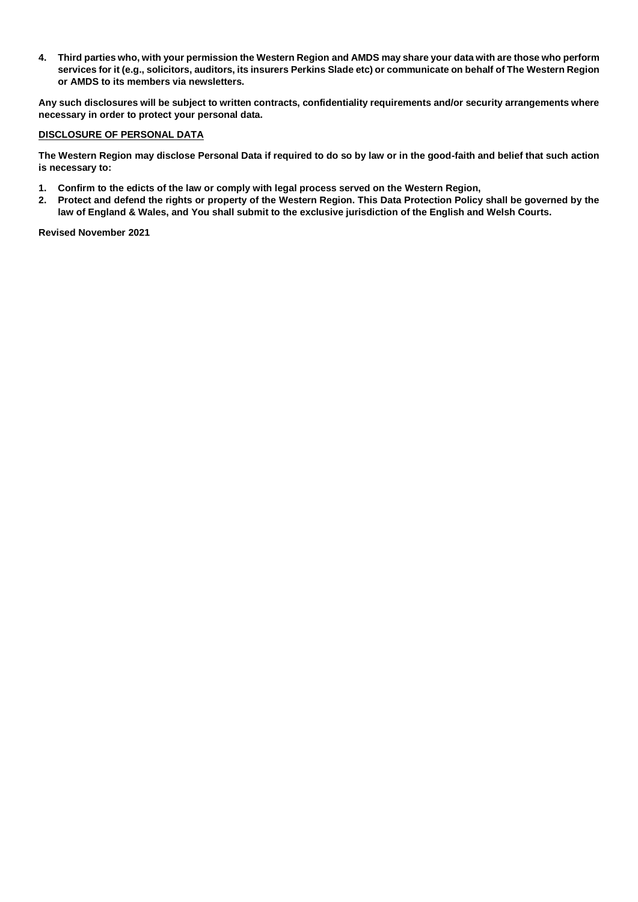4. **Third parties who, with your permission the Western Region and AMDS may share your data with are those who perform services for it (e.g., solicitors, auditors, its insurers Perkins Slade etc) or communicate on behalf of The Western Region or AMDS to its members via newsletters.**

**Any such disclosures will be subject to written contracts, confidentiality requirements and/or security arrangements where necessary in order to protect your personal data.**

**DISCLOSURE OF PERSONAL DATA**

**The Western Region may disclose Personal Data if required to do so by law or in the good-faith and belief that such action is necessary to:**

1. **Confirm to the edicts of the law or comply with legal process served on the Western Region,**
2. **Protect and defend the rights or property of the Western Region. This Data Protection Policy shall be governed by the law of England & Wales, and You shall submit to the exclusive jurisdiction of the English and Welsh Courts.**

**Revised November 2021**